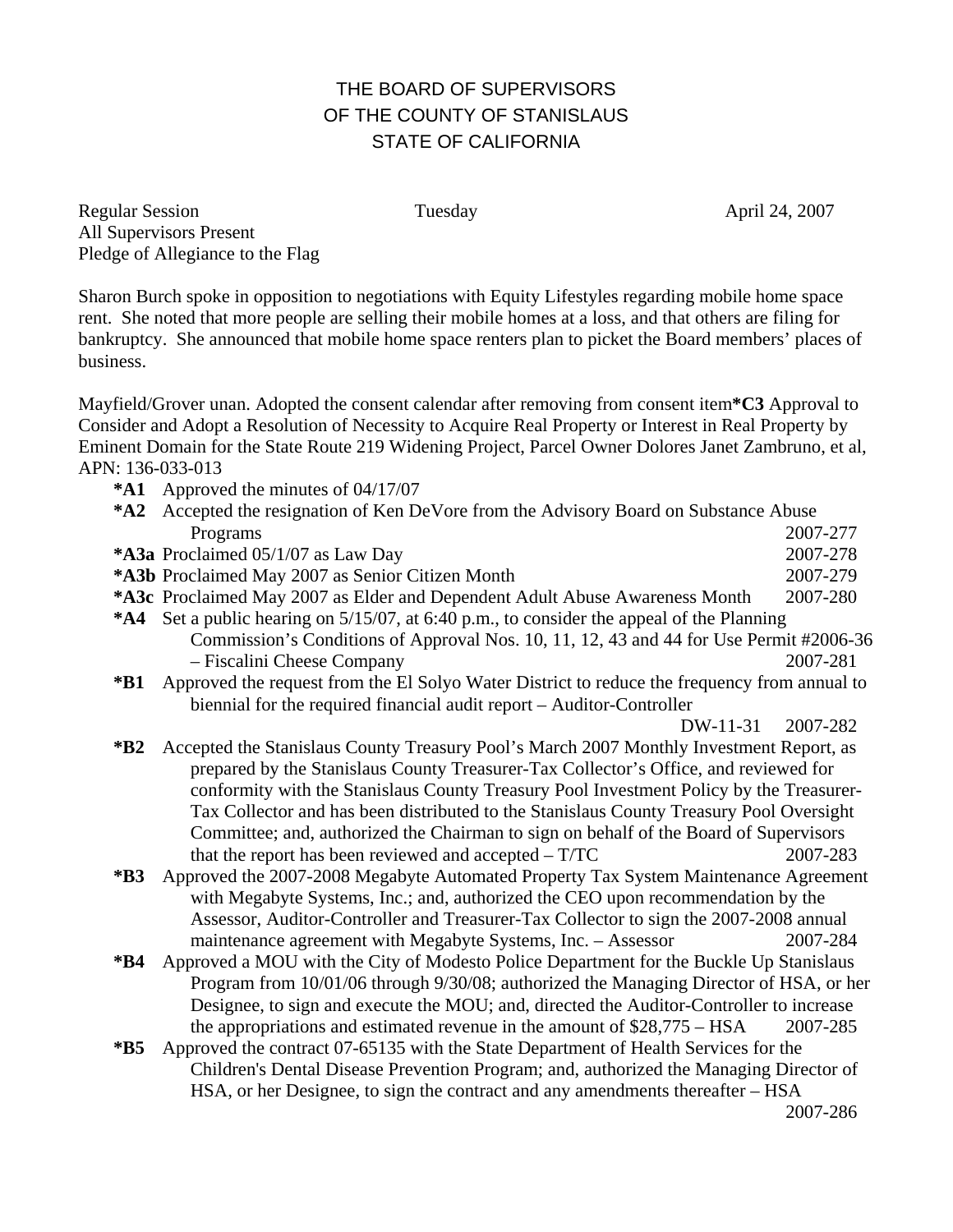# THE BOARD OF SUPERVISORS
# OF THE COUNTY OF STANISLAUS
# STATE OF CALIFORNIA

Regular Session Tuesday April 24, 2007
All Supervisors Present
Pledge of Allegiance to the Flag

Sharon Burch spoke in opposition to negotiations with Equity Lifestyles regarding mobile home space rent. She noted that more people are selling their mobile homes at a loss, and that others are filing for bankruptcy. She announced that mobile home space renters plan to picket the Board members' places of business.

Mayfield/Grover unan. Adopted the consent calendar after removing from consent item **\*C3** Approval to Consider and Adopt a Resolution of Necessity to Acquire Real Property or Interest in Real Property by Eminent Domain for the State Route 219 Widening Project, Parcel Owner Dolores Janet Zambruno, et al, APN: 136-033-013

- **\*A1** Approved the minutes of 04/17/07
- **\*A2** Accepted the resignation of Ken DeVore from the Advisory Board on Substance Abuse Programs 2007-277
- **\*A3a** Proclaimed 05/1/07 as Law Day 2007-278
- **\*A3b** Proclaimed May 2007 as Senior Citizen Month 2007-279
- **\*A3c** Proclaimed May 2007 as Elder and Dependent Adult Abuse Awareness Month 2007-280
- **\*A4** Set a public hearing on 5/15/07, at 6:40 p.m., to consider the appeal of the Planning Commission's Conditions of Approval Nos. 10, 11, 12, 43 and 44 for Use Permit #2006-36 – Fiscalini Cheese Company 2007-281
- **\*B1** Approved the request from the El Solyo Water District to reduce the frequency from annual to biennial for the required financial audit report – Auditor-Controller DW-11-31 2007-282
- **\*B2** Accepted the Stanislaus County Treasury Pool's March 2007 Monthly Investment Report, as prepared by the Stanislaus County Treasurer-Tax Collector's Office, and reviewed for conformity with the Stanislaus County Treasury Pool Investment Policy by the Treasurer-Tax Collector and has been distributed to the Stanislaus County Treasury Pool Oversight Committee; and, authorized the Chairman to sign on behalf of the Board of Supervisors that the report has been reviewed and accepted – T/TC 2007-283
- **\*B3** Approved the 2007-2008 Megabyte Automated Property Tax System Maintenance Agreement with Megabyte Systems, Inc.; and, authorized the CEO upon recommendation by the Assessor, Auditor-Controller and Treasurer-Tax Collector to sign the 2007-2008 annual maintenance agreement with Megabyte Systems, Inc. – Assessor 2007-284
- **\*B4** Approved a MOU with the City of Modesto Police Department for the Buckle Up Stanislaus Program from 10/01/06 through 9/30/08; authorized the Managing Director of HSA, or her Designee, to sign and execute the MOU; and, directed the Auditor-Controller to increase the appropriations and estimated revenue in the amount of $28,775 – HSA 2007-285
- **\*B5** Approved the contract 07-65135 with the State Department of Health Services for the Children's Dental Disease Prevention Program; and, authorized the Managing Director of HSA, or her Designee, to sign the contract and any amendments thereafter – HSA 2007-286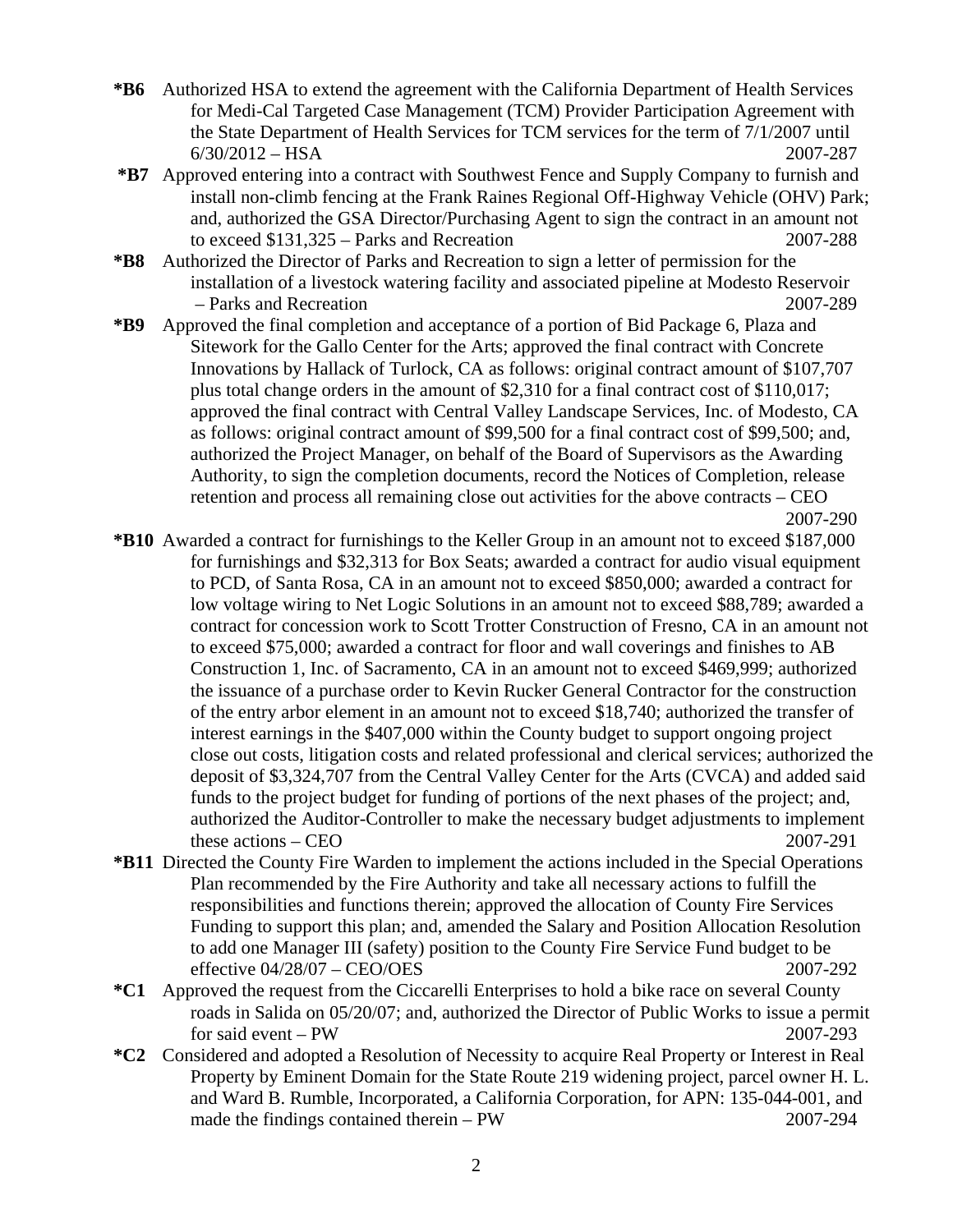**\*B6** Authorized HSA to extend the agreement with the California Department of Health Services for Medi-Cal Targeted Case Management (TCM) Provider Participation Agreement with the State Department of Health Services for TCM services for the term of 7/1/2007 until 6/30/2012 – HSA 2007-287

**\*B7** Approved entering into a contract with Southwest Fence and Supply Company to furnish and install non-climb fencing at the Frank Raines Regional Off-Highway Vehicle (OHV) Park; and, authorized the GSA Director/Purchasing Agent to sign the contract in an amount not to exceed $131,325 – Parks and Recreation 2007-288

**\*B8** Authorized the Director of Parks and Recreation to sign a letter of permission for the installation of a livestock watering facility and associated pipeline at Modesto Reservoir – Parks and Recreation 2007-289

**\*B9** Approved the final completion and acceptance of a portion of Bid Package 6, Plaza and Sitework for the Gallo Center for the Arts; approved the final contract with Concrete Innovations by Hallack of Turlock, CA as follows: original contract amount of $107,707 plus total change orders in the amount of $2,310 for a final contract cost of $110,017; approved the final contract with Central Valley Landscape Services, Inc. of Modesto, CA as follows: original contract amount of $99,500 for a final contract cost of $99,500; and, authorized the Project Manager, on behalf of the Board of Supervisors as the Awarding Authority, to sign the completion documents, record the Notices of Completion, release retention and process all remaining close out activities for the above contracts – CEO 2007-290

**\*B10** Awarded a contract for furnishings to the Keller Group in an amount not to exceed $187,000 for furnishings and $32,313 for Box Seats; awarded a contract for audio visual equipment to PCD, of Santa Rosa, CA in an amount not to exceed $850,000; awarded a contract for low voltage wiring to Net Logic Solutions in an amount not to exceed $88,789; awarded a contract for concession work to Scott Trotter Construction of Fresno, CA in an amount not to exceed $75,000; awarded a contract for floor and wall coverings and finishes to AB Construction 1, Inc. of Sacramento, CA in an amount not to exceed $469,999; authorized the issuance of a purchase order to Kevin Rucker General Contractor for the construction of the entry arbor element in an amount not to exceed $18,740; authorized the transfer of interest earnings in the $407,000 within the County budget to support ongoing project close out costs, litigation costs and related professional and clerical services; authorized the deposit of $3,324,707 from the Central Valley Center for the Arts (CVCA) and added said funds to the project budget for funding of portions of the next phases of the project; and, authorized the Auditor-Controller to make the necessary budget adjustments to implement these actions – CEO 2007-291

**\*B11** Directed the County Fire Warden to implement the actions included in the Special Operations Plan recommended by the Fire Authority and take all necessary actions to fulfill the responsibilities and functions therein; approved the allocation of County Fire Services Funding to support this plan; and, amended the Salary and Position Allocation Resolution to add one Manager III (safety) position to the County Fire Service Fund budget to be effective 04/28/07 – CEO/OES 2007-292

**\*C1** Approved the request from the Ciccarelli Enterprises to hold a bike race on several County roads in Salida on 05/20/07; and, authorized the Director of Public Works to issue a permit for said event – PW 2007-293

**\*C2** Considered and adopted a Resolution of Necessity to acquire Real Property or Interest in Real Property by Eminent Domain for the State Route 219 widening project, parcel owner H. L. and Ward B. Rumble, Incorporated, a California Corporation, for APN: 135-044-001, and made the findings contained therein – PW 2007-294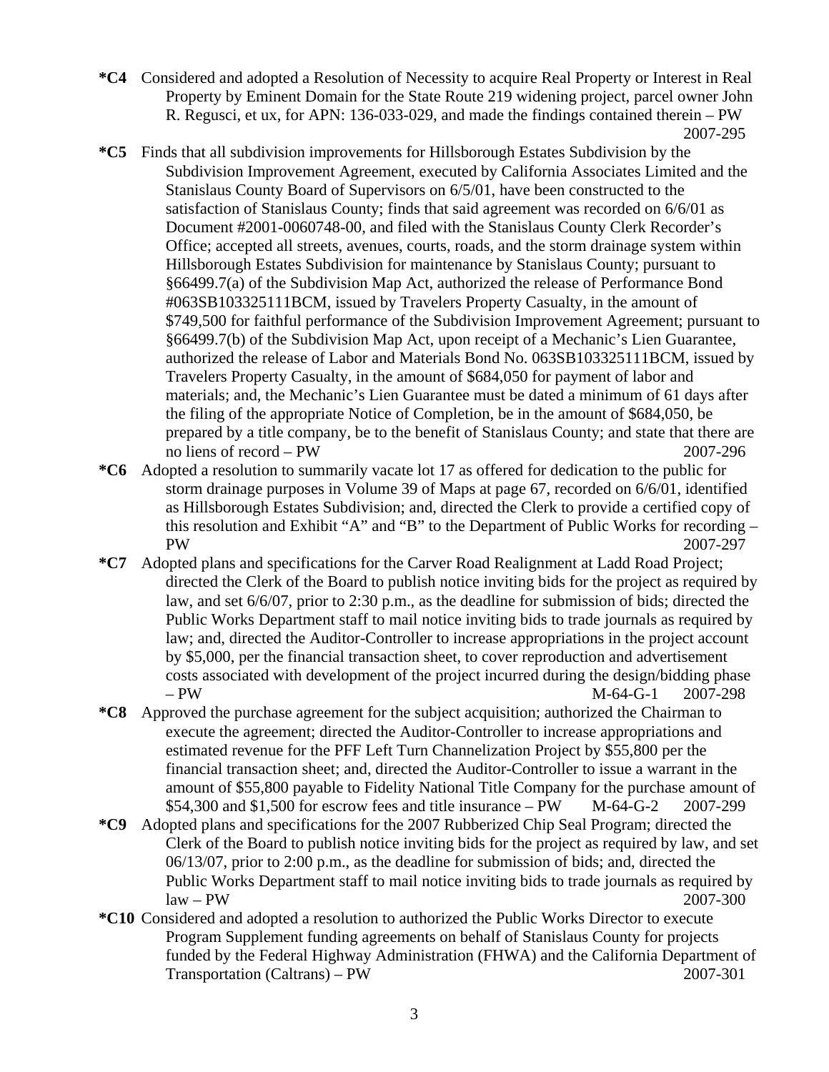**\*C4** Considered and adopted a Resolution of Necessity to acquire Real Property or Interest in Real Property by Eminent Domain for the State Route 219 widening project, parcel owner John R. Regusci, et ux, for APN: 136-033-029, and made the findings contained therein – PW 2007-295

**\*C5** Finds that all subdivision improvements for Hillsborough Estates Subdivision by the Subdivision Improvement Agreement, executed by California Associates Limited and the Stanislaus County Board of Supervisors on 6/5/01, have been constructed to the satisfaction of Stanislaus County; finds that said agreement was recorded on 6/6/01 as Document #2001-0060748-00, and filed with the Stanislaus County Clerk Recorder's Office; accepted all streets, avenues, courts, roads, and the storm drainage system within Hillsborough Estates Subdivision for maintenance by Stanislaus County; pursuant to §66499.7(a) of the Subdivision Map Act, authorized the release of Performance Bond #063SB103325111BCM, issued by Travelers Property Casualty, in the amount of $749,500 for faithful performance of the Subdivision Improvement Agreement; pursuant to §66499.7(b) of the Subdivision Map Act, upon receipt of a Mechanic's Lien Guarantee, authorized the release of Labor and Materials Bond No. 063SB103325111BCM, issued by Travelers Property Casualty, in the amount of $684,050 for payment of labor and materials; and, the Mechanic's Lien Guarantee must be dated a minimum of 61 days after the filing of the appropriate Notice of Completion, be in the amount of $684,050, be prepared by a title company, be to the benefit of Stanislaus County; and state that there are no liens of record – PW 2007-296

**\*C6** Adopted a resolution to summarily vacate lot 17 as offered for dedication to the public for storm drainage purposes in Volume 39 of Maps at page 67, recorded on 6/6/01, identified as Hillsborough Estates Subdivision; and, directed the Clerk to provide a certified copy of this resolution and Exhibit "A" and "B" to the Department of Public Works for recording – PW 2007-297

**\*C7** Adopted plans and specifications for the Carver Road Realignment at Ladd Road Project; directed the Clerk of the Board to publish notice inviting bids for the project as required by law, and set 6/6/07, prior to 2:30 p.m., as the deadline for submission of bids; directed the Public Works Department staff to mail notice inviting bids to trade journals as required by law; and, directed the Auditor-Controller to increase appropriations in the project account by $5,000, per the financial transaction sheet, to cover reproduction and advertisement costs associated with development of the project incurred during the design/bidding phase – PW M-64-G-1 2007-298

**\*C8** Approved the purchase agreement for the subject acquisition; authorized the Chairman to execute the agreement; directed the Auditor-Controller to increase appropriations and estimated revenue for the PFF Left Turn Channelization Project by $55,800 per the financial transaction sheet; and, directed the Auditor-Controller to issue a warrant in the amount of $55,800 payable to Fidelity National Title Company for the purchase amount of $54,300 and $1,500 for escrow fees and title insurance – PW M-64-G-2 2007-299

**\*C9** Adopted plans and specifications for the 2007 Rubberized Chip Seal Program; directed the Clerk of the Board to publish notice inviting bids for the project as required by law, and set 06/13/07, prior to 2:00 p.m., as the deadline for submission of bids; and, directed the Public Works Department staff to mail notice inviting bids to trade journals as required by law – PW 2007-300

**\*C10** Considered and adopted a resolution to authorized the Public Works Director to execute Program Supplement funding agreements on behalf of Stanislaus County for projects funded by the Federal Highway Administration (FHWA) and the California Department of Transportation (Caltrans) – PW 2007-301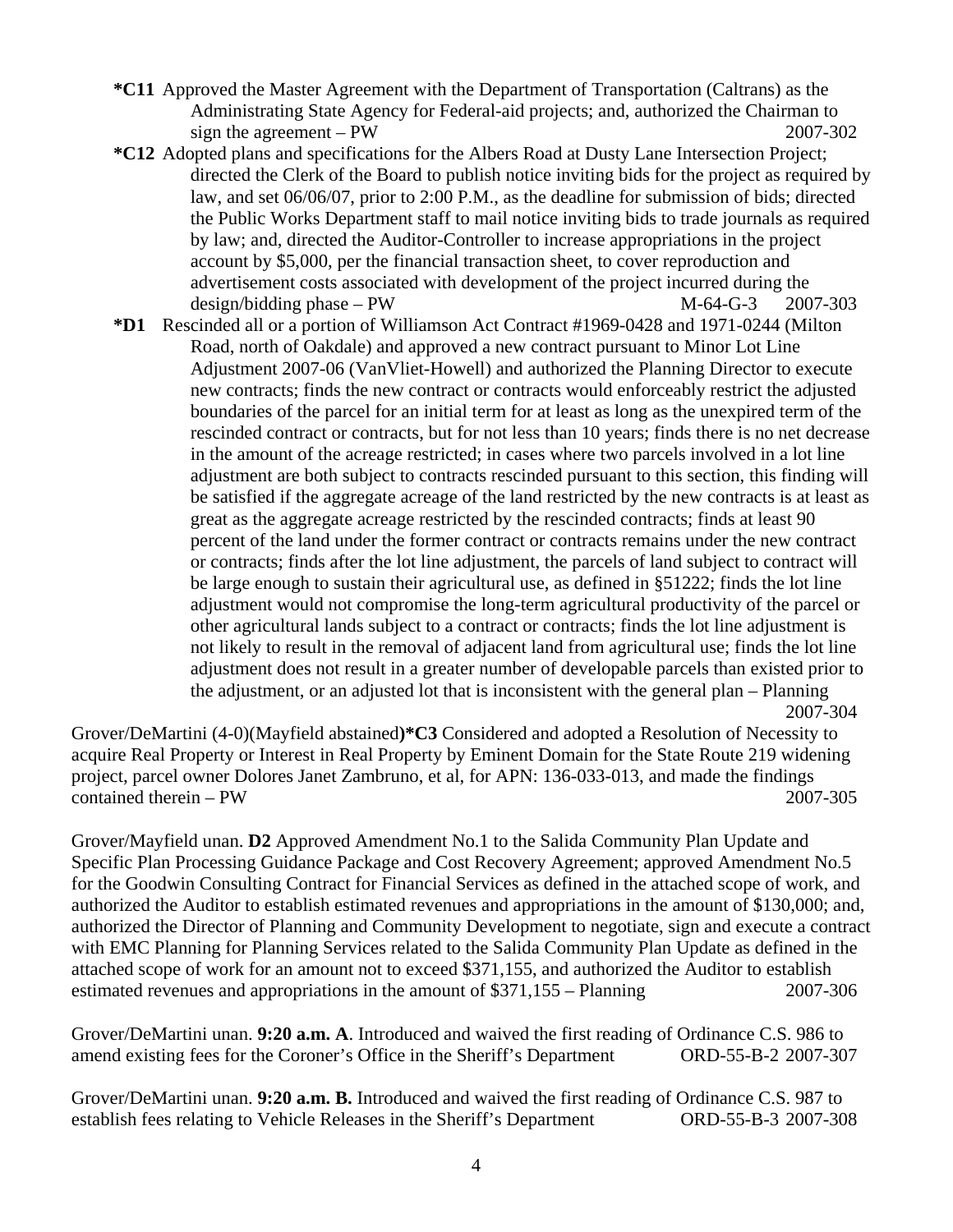**\*C11** Approved the Master Agreement with the Department of Transportation (Caltrans) as the Administrating State Agency for Federal-aid projects; and, authorized the Chairman to sign the agreement – PW 2007-302

**\*C12** Adopted plans and specifications for the Albers Road at Dusty Lane Intersection Project; directed the Clerk of the Board to publish notice inviting bids for the project as required by law, and set 06/06/07, prior to 2:00 P.M., as the deadline for submission of bids; directed the Public Works Department staff to mail notice inviting bids to trade journals as required by law; and, directed the Auditor-Controller to increase appropriations in the project account by $5,000, per the financial transaction sheet, to cover reproduction and advertisement costs associated with development of the project incurred during the design/bidding phase – PW M-64-G-3 2007-303

**\*D1** Rescinded all or a portion of Williamson Act Contract #1969-0428 and 1971-0244 (Milton Road, north of Oakdale) and approved a new contract pursuant to Minor Lot Line Adjustment 2007-06 (VanVliet-Howell) and authorized the Planning Director to execute new contracts; finds the new contract or contracts would enforceably restrict the adjusted boundaries of the parcel for an initial term for at least as long as the unexpired term of the rescinded contract or contracts, but for not less than 10 years; finds there is no net decrease in the amount of the acreage restricted; in cases where two parcels involved in a lot line adjustment are both subject to contracts rescinded pursuant to this section, this finding will be satisfied if the aggregate acreage of the land restricted by the new contracts is at least as great as the aggregate acreage restricted by the rescinded contracts; finds at least 90 percent of the land under the former contract or contracts remains under the new contract or contracts; finds after the lot line adjustment, the parcels of land subject to contract will be large enough to sustain their agricultural use, as defined in §51222; finds the lot line adjustment would not compromise the long-term agricultural productivity of the parcel or other agricultural lands subject to a contract or contracts; finds the lot line adjustment is not likely to result in the removal of adjacent land from agricultural use; finds the lot line adjustment does not result in a greater number of developable parcels than existed prior to the adjustment, or an adjusted lot that is inconsistent with the general plan – Planning 2007-304

Grover/DeMartini (4-0)(Mayfield abstained)**\*C3** Considered and adopted a Resolution of Necessity to acquire Real Property or Interest in Real Property by Eminent Domain for the State Route 219 widening project, parcel owner Dolores Janet Zambruno, et al, for APN: 136-033-013, and made the findings contained therein – PW 2007-305

Grover/Mayfield unan. **D2** Approved Amendment No.1 to the Salida Community Plan Update and Specific Plan Processing Guidance Package and Cost Recovery Agreement; approved Amendment No.5 for the Goodwin Consulting Contract for Financial Services as defined in the attached scope of work, and authorized the Auditor to establish estimated revenues and appropriations in the amount of $130,000; and, authorized the Director of Planning and Community Development to negotiate, sign and execute a contract with EMC Planning for Planning Services related to the Salida Community Plan Update as defined in the attached scope of work for an amount not to exceed $371,155, and authorized the Auditor to establish estimated revenues and appropriations in the amount of $371,155 – Planning 2007-306

Grover/DeMartini unan. **9:20 a.m. A**. Introduced and waived the first reading of Ordinance C.S. 986 to amend existing fees for the Coroner's Office in the Sheriff's Department ORD-55-B-2 2007-307

Grover/DeMartini unan. **9:20 a.m. B.** Introduced and waived the first reading of Ordinance C.S. 987 to establish fees relating to Vehicle Releases in the Sheriff's Department ORD-55-B-3 2007-308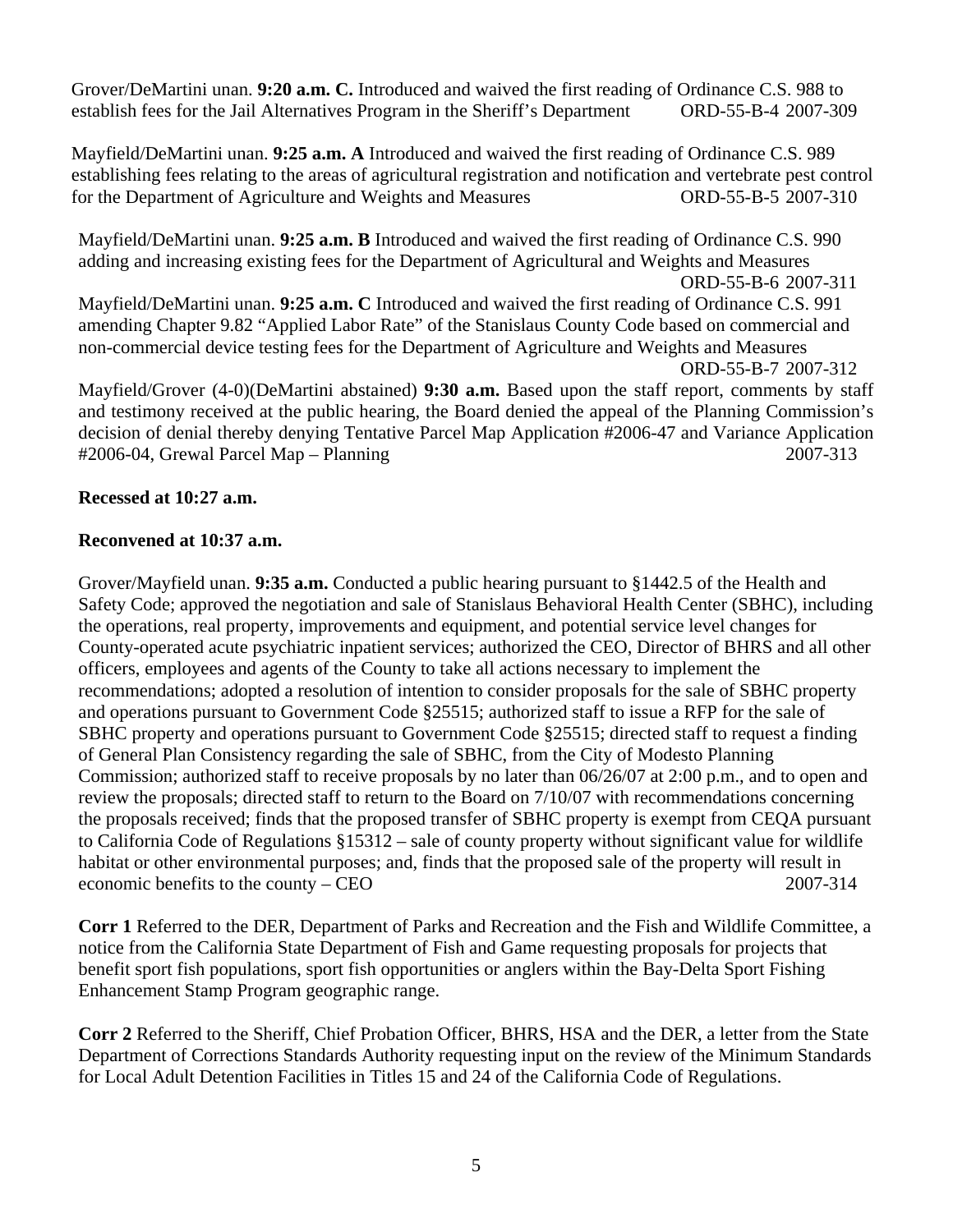Grover/DeMartini unan. **9:20 a.m. C.** Introduced and waived the first reading of Ordinance C.S. 988 to establish fees for the Jail Alternatives Program in the Sheriff's Department ORD-55-B-4 2007-309

Mayfield/DeMartini unan. **9:25 a.m. A** Introduced and waived the first reading of Ordinance C.S. 989 establishing fees relating to the areas of agricultural registration and notification and vertebrate pest control for the Department of Agriculture and Weights and Measures ORD-55-B-5 2007-310

Mayfield/DeMartini unan. **9:25 a.m. B** Introduced and waived the first reading of Ordinance C.S. 990 adding and increasing existing fees for the Department of Agricultural and Weights and Measures ORD-55-B-6 2007-311

Mayfield/DeMartini unan. **9:25 a.m. C** Introduced and waived the first reading of Ordinance C.S. 991 amending Chapter 9.82 "Applied Labor Rate" of the Stanislaus County Code based on commercial and non-commercial device testing fees for the Department of Agriculture and Weights and Measures ORD-55-B-7 2007-312

Mayfield/Grover (4-0)(DeMartini abstained) **9:30 a.m.** Based upon the staff report, comments by staff and testimony received at the public hearing, the Board denied the appeal of the Planning Commission's decision of denial thereby denying Tentative Parcel Map Application #2006-47 and Variance Application #2006-04, Grewal Parcel Map – Planning 2007-313

**Recessed at 10:27 a.m.**

**Reconvened at 10:37 a.m.**

Grover/Mayfield unan. **9:35 a.m.** Conducted a public hearing pursuant to §1442.5 of the Health and Safety Code; approved the negotiation and sale of Stanislaus Behavioral Health Center (SBHC), including the operations, real property, improvements and equipment, and potential service level changes for County-operated acute psychiatric inpatient services; authorized the CEO, Director of BHRS and all other officers, employees and agents of the County to take all actions necessary to implement the recommendations; adopted a resolution of intention to consider proposals for the sale of SBHC property and operations pursuant to Government Code §25515; authorized staff to issue a RFP for the sale of SBHC property and operations pursuant to Government Code §25515; directed staff to request a finding of General Plan Consistency regarding the sale of SBHC, from the City of Modesto Planning Commission; authorized staff to receive proposals by no later than 06/26/07 at 2:00 p.m., and to open and review the proposals; directed staff to return to the Board on 7/10/07 with recommendations concerning the proposals received; finds that the proposed transfer of SBHC property is exempt from CEQA pursuant to California Code of Regulations §15312 – sale of county property without significant value for wildlife habitat or other environmental purposes; and, finds that the proposed sale of the property will result in economic benefits to the county – CEO 2007-314

**Corr 1** Referred to the DER, Department of Parks and Recreation and the Fish and Wildlife Committee, a notice from the California State Department of Fish and Game requesting proposals for projects that benefit sport fish populations, sport fish opportunities or anglers within the Bay-Delta Sport Fishing Enhancement Stamp Program geographic range.

**Corr 2** Referred to the Sheriff, Chief Probation Officer, BHRS, HSA and the DER, a letter from the State Department of Corrections Standards Authority requesting input on the review of the Minimum Standards for Local Adult Detention Facilities in Titles 15 and 24 of the California Code of Regulations.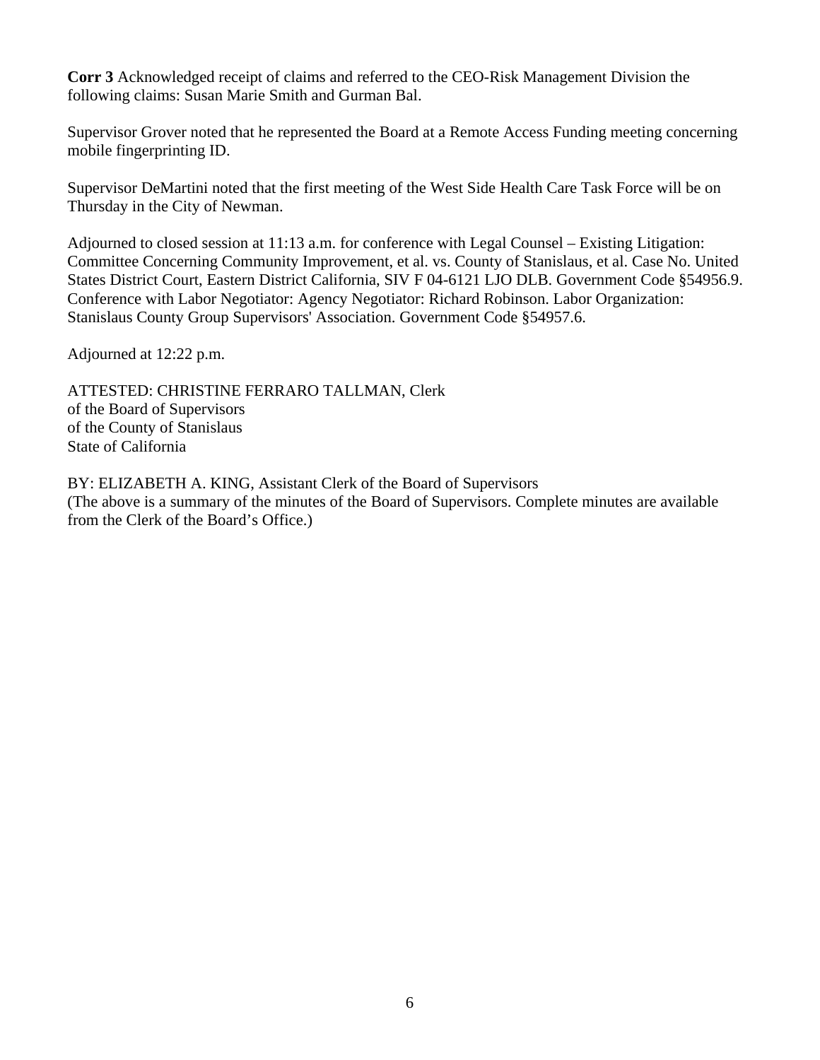**Corr 3** Acknowledged receipt of claims and referred to the CEO-Risk Management Division the following claims: Susan Marie Smith and Gurman Bal.

Supervisor Grover noted that he represented the Board at a Remote Access Funding meeting concerning mobile fingerprinting ID.

Supervisor DeMartini noted that the first meeting of the West Side Health Care Task Force will be on Thursday in the City of Newman.

Adjourned to closed session at 11:13 a.m. for conference with Legal Counsel – Existing Litigation: Committee Concerning Community Improvement, et al. vs. County of Stanislaus, et al. Case No. United States District Court, Eastern District California, SIV F 04-6121 LJO DLB. Government Code §54956.9. Conference with Labor Negotiator: Agency Negotiator: Richard Robinson. Labor Organization: Stanislaus County Group Supervisors' Association. Government Code §54957.6.

Adjourned at 12:22 p.m.

ATTESTED: CHRISTINE FERRARO TALLMAN, Clerk
of the Board of Supervisors
of the County of Stanislaus
State of California

BY: ELIZABETH A. KING, Assistant Clerk of the Board of Supervisors
(The above is a summary of the minutes of the Board of Supervisors. Complete minutes are available from the Clerk of the Board's Office.)